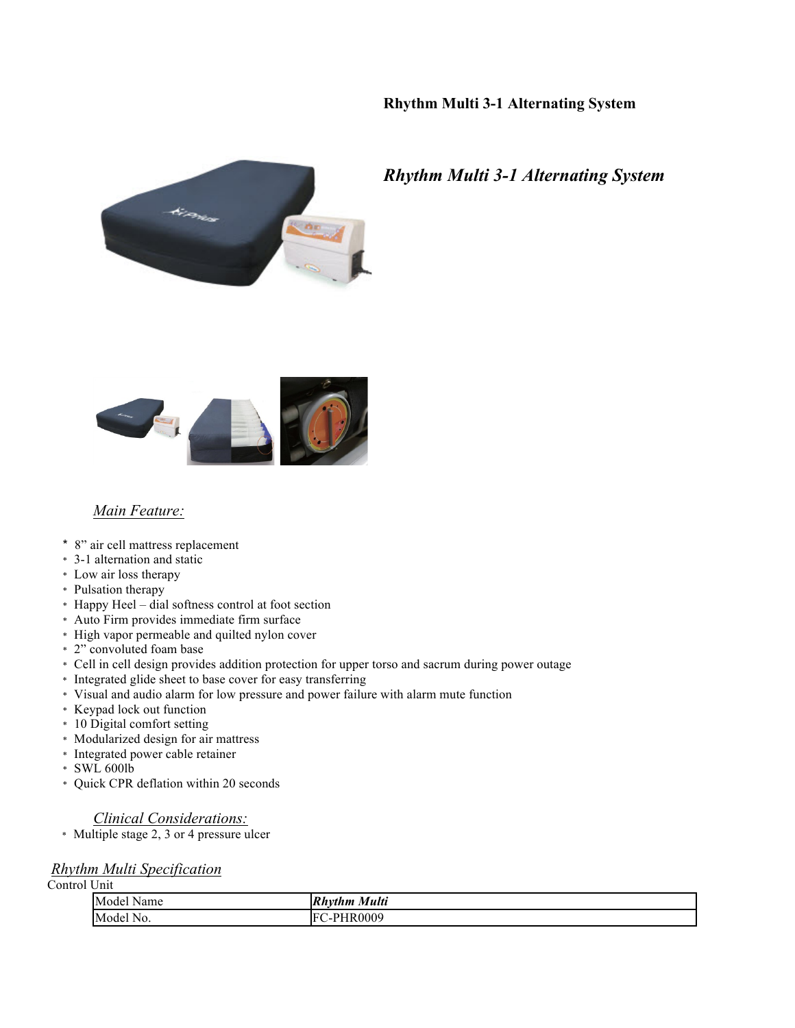**Rhythm Multi 3-1 Alternating System**

## *Rhythm Multi 3-1 Alternating System*

*Main Feature:*

- 8" air cell mattress replacement
- 3-1 alternation and static
- Low air loss therapy
- Pulsation therapy
- Happy Heel – dial softness control at foot section
- Auto Firm provides immediate firm surface
- High vapor permeable and quilted nylon cover
- 2" convoluted foam base
- Cell in cell design provides addition protection for upper torso and sacrum during power outage
- Integrated glide sheet to base cover for easy transferring
- Visual and audio alarm for low pressure and power failure with alarm mute function
- Keypad lock out function
- 10 Digital comfort setting
- Modularized design for air mattress
- Integrated power cable retainer
- SWL 600lb
- Quick CPR deflation within 20 seconds

*Clinical Considerations:*

- Multiple stage 2, 3 or 4 pressure ulcer

*Rhythm Multi Specification*

Control Unit

| Model Name | ***Rhythm Multi*** |
|---|---|
| Model No. | FC-PHR0009 |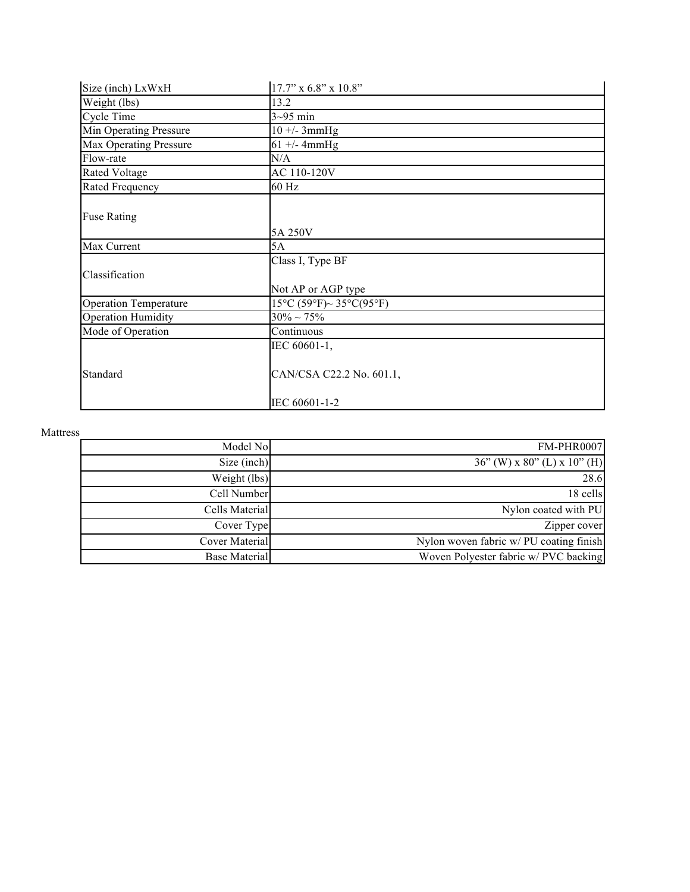| | |
|---|---|
| Size (inch) LxWxH | 17.7" x 6.8" x 10.8" |
| Weight (lbs) | 13.2 |
| Cycle Time | 3~95 min |
| Min Operating Pressure | 10 +/- 3mmHg |
| Max Operating Pressure | 61 +/- 4mmHg |
| Flow-rate | N/A |
| Rated Voltage | AC 110-120V |
| Rated Frequency | 60 Hz |
| Fuse Rating | 5A 250V |
| Max Current | 5A |
| Classification | Class I, Type BF<br><br>Not AP or AGP type |
| Operation Temperature | 15°C (59°F)~ 35°C(95°F) |
| Operation Humidity | 30% ~ 75% |
| Mode of Operation | Continuous |
| Standard | IEC 60601-1,<br><br>CAN/CSA C22.2 No. 601.1,<br><br>IEC 60601-1-2 |

Mattress

| | |
|---:|---:|
| Model No | FM-PHR0007 |
| Size (inch) | 36" (W) x 80" (L) x 10" (H) |
| Weight (lbs) | 28.6 |
| Cell Number | 18 cells |
| Cells Material | Nylon coated with PU |
| Cover Type | Zipper cover |
| Cover Material | Nylon woven fabric w/ PU coating finish |
| Base Material | Woven Polyester fabric w/ PVC backing |